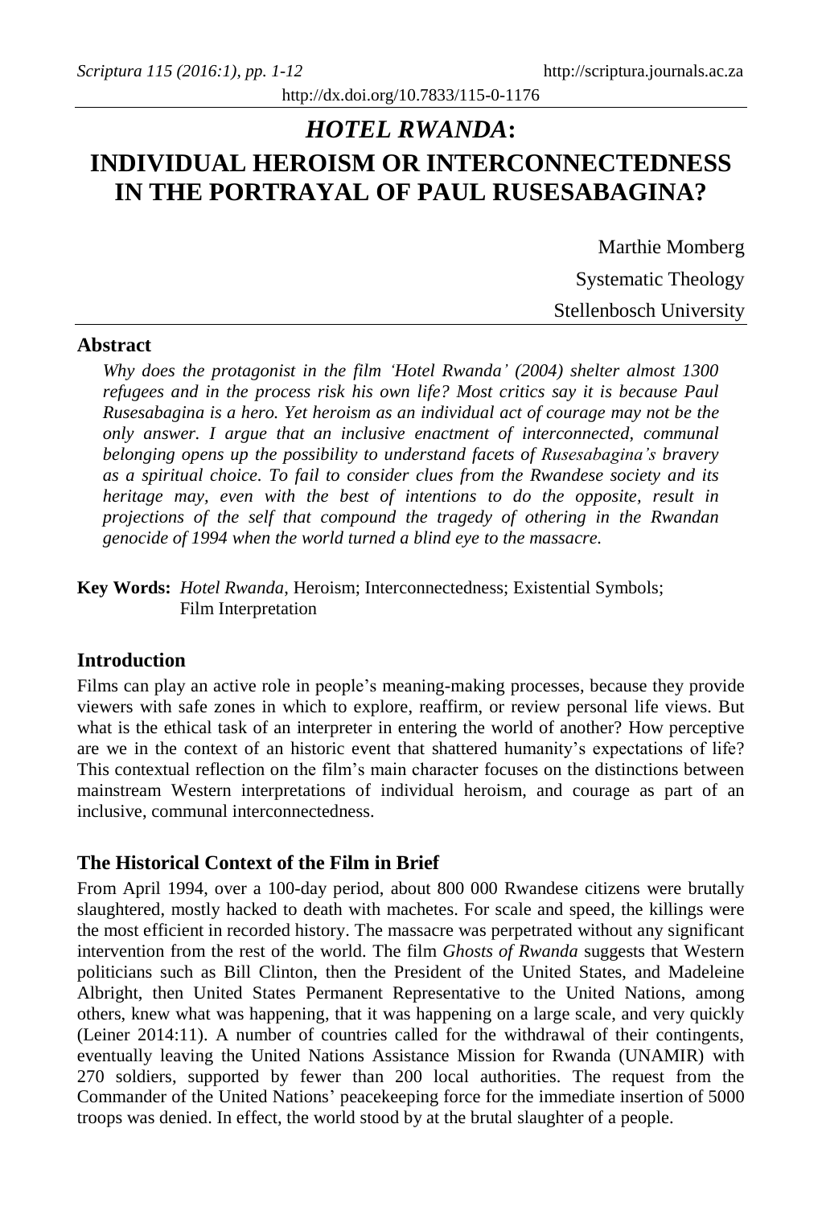# *HOTEL RWANDA*: INDIVIDUAL HEROISM OR INTERCONNECTEDNESS IN THE PORTRAYAL OF PAUL RUSESABAGINA?

Marthie Momberg
Systematic Theology
Stellenbosch University

## Abstract

*Why does the protagonist in the film 'Hotel Rwanda' (2004) shelter almost 1300 refugees and in the process risk his own life? Most critics say it is because Paul Rusesabagina is a hero. Yet heroism as an individual act of courage may not be the only answer. I argue that an inclusive enactment of interconnected, communal belonging opens up the possibility to understand facets of Rusesabagina's bravery as a spiritual choice. To fail to consider clues from the Rwandese society and its heritage may, even with the best of intentions to do the opposite, result in projections of the self that compound the tragedy of othering in the Rwandan genocide of 1994 when the world turned a blind eye to the massacre.*

**Key Words:** *Hotel Rwanda*, Heroism; Interconnectedness; Existential Symbols; Film Interpretation

## Introduction

Films can play an active role in people's meaning-making processes, because they provide viewers with safe zones in which to explore, reaffirm, or review personal life views. But what is the ethical task of an interpreter in entering the world of another? How perceptive are we in the context of an historic event that shattered humanity's expectations of life? This contextual reflection on the film's main character focuses on the distinctions between mainstream Western interpretations of individual heroism, and courage as part of an inclusive, communal interconnectedness.

## The Historical Context of the Film in Brief

From April 1994, over a 100-day period, about 800 000 Rwandese citizens were brutally slaughtered, mostly hacked to death with machetes. For scale and speed, the killings were the most efficient in recorded history. The massacre was perpetrated without any significant intervention from the rest of the world. The film *Ghosts of Rwanda* suggests that Western politicians such as Bill Clinton, then the President of the United States, and Madeleine Albright, then United States Permanent Representative to the United Nations, among others, knew what was happening, that it was happening on a large scale, and very quickly (Leiner 2014:11). A number of countries called for the withdrawal of their contingents, eventually leaving the United Nations Assistance Mission for Rwanda (UNAMIR) with 270 soldiers, supported by fewer than 200 local authorities. The request from the Commander of the United Nations' peacekeeping force for the immediate insertion of 5000 troops was denied. In effect, the world stood by at the brutal slaughter of a people.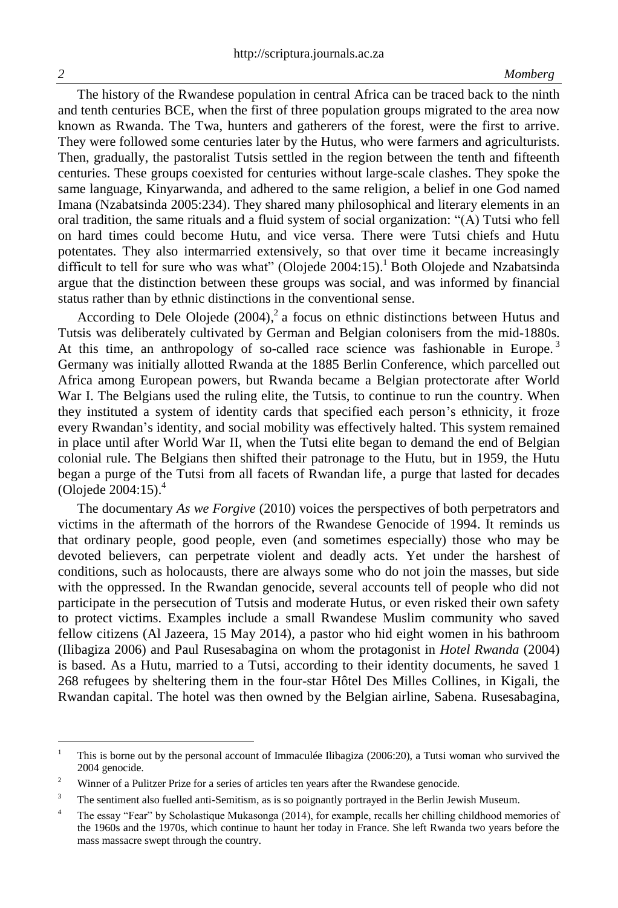The history of the Rwandese population in central Africa can be traced back to the ninth and tenth centuries BCE, when the first of three population groups migrated to the area now known as Rwanda. The Twa, hunters and gatherers of the forest, were the first to arrive. They were followed some centuries later by the Hutus, who were farmers and agriculturists. Then, gradually, the pastoralist Tutsis settled in the region between the tenth and fifteenth centuries. These groups coexisted for centuries without large-scale clashes. They spoke the same language, Kinyarwanda, and adhered to the same religion, a belief in one God named Imana (Nzabatsinda 2005:234). They shared many philosophical and literary elements in an oral tradition, the same rituals and a fluid system of social organization: "(A) Tutsi who fell on hard times could become Hutu, and vice versa. There were Tutsi chiefs and Hutu potentates. They also intermarried extensively, so that over time it became increasingly difficult to tell for sure who was what" (Olojede 2004:15).[1] Both Olojede and Nzabatsinda argue that the distinction between these groups was social, and was informed by financial status rather than by ethnic distinctions in the conventional sense.

According to Dele Olojede (2004),[2] a focus on ethnic distinctions between Hutus and Tutsis was deliberately cultivated by German and Belgian colonisers from the mid-1880s. At this time, an anthropology of so-called race science was fashionable in Europe.[3] Germany was initially allotted Rwanda at the 1885 Berlin Conference, which parcelled out Africa among European powers, but Rwanda became a Belgian protectorate after World War I. The Belgians used the ruling elite, the Tutsis, to continue to run the country. When they instituted a system of identity cards that specified each person's ethnicity, it froze every Rwandan's identity, and social mobility was effectively halted. This system remained in place until after World War II, when the Tutsi elite began to demand the end of Belgian colonial rule. The Belgians then shifted their patronage to the Hutu, but in 1959, the Hutu began a purge of the Tutsi from all facets of Rwandan life, a purge that lasted for decades (Olojede 2004:15).[4]

The documentary *As we Forgive* (2010) voices the perspectives of both perpetrators and victims in the aftermath of the horrors of the Rwandese Genocide of 1994. It reminds us that ordinary people, good people, even (and sometimes especially) those who may be devoted believers, can perpetrate violent and deadly acts. Yet under the harshest of conditions, such as holocausts, there are always some who do not join the masses, but side with the oppressed. In the Rwandan genocide, several accounts tell of people who did not participate in the persecution of Tutsis and moderate Hutus, or even risked their own safety to protect victims. Examples include a small Rwandese Muslim community who saved fellow citizens (Al Jazeera, 15 May 2014), a pastor who hid eight women in his bathroom (Ilibagiza 2006) and Paul Rusesabagina on whom the protagonist in *Hotel Rwanda* (2004) is based. As a Hutu, married to a Tutsi, according to their identity documents, he saved 1 268 refugees by sheltering them in the four-star Hôtel Des Milles Collines, in Kigali, the Rwandan capital. The hotel was then owned by the Belgian airline, Sabena. Rusesabagina,

---

[1] This is borne out by the personal account of Immaculée Ilibagiza (2006:20), a Tutsi woman who survived the 2004 genocide.

[2] Winner of a Pulitzer Prize for a series of articles ten years after the Rwandese genocide.

[3] The sentiment also fuelled anti-Semitism, as is so poignantly portrayed in the Berlin Jewish Museum.

[4] The essay "Fear" by Scholastique Mukasonga (2014), for example, recalls her chilling childhood memories of the 1960s and the 1970s, which continue to haunt her today in France. She left Rwanda two years before the mass massacre swept through the country.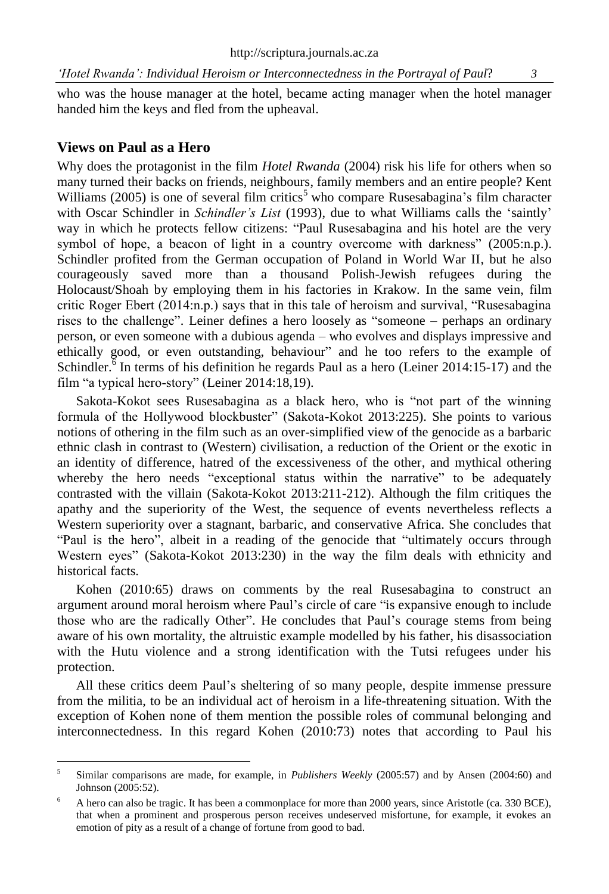who was the house manager at the hotel, became acting manager when the hotel manager handed him the keys and fled from the upheaval.

## Views on Paul as a Hero

Why does the protagonist in the film *Hotel Rwanda* (2004) risk his life for others when so many turned their backs on friends, neighbours, family members and an entire people? Kent Williams (2005) is one of several film critics[5] who compare Rusesabagina's film character with Oscar Schindler in *Schindler's List* (1993), due to what Williams calls the 'saintly' way in which he protects fellow citizens: "Paul Rusesabagina and his hotel are the very symbol of hope, a beacon of light in a country overcome with darkness" (2005:n.p.). Schindler profited from the German occupation of Poland in World War II, but he also courageously saved more than a thousand Polish-Jewish refugees during the Holocaust/Shoah by employing them in his factories in Krakow. In the same vein, film critic Roger Ebert (2014:n.p.) says that in this tale of heroism and survival, "Rusesabagina rises to the challenge". Leiner defines a hero loosely as "someone – perhaps an ordinary person, or even someone with a dubious agenda – who evolves and displays impressive and ethically good, or even outstanding, behaviour" and he too refers to the example of Schindler.[6] In terms of his definition he regards Paul as a hero (Leiner 2014:15-17) and the film "a typical hero-story" (Leiner 2014:18,19).

Sakota-Kokot sees Rusesabagina as a black hero, who is "not part of the winning formula of the Hollywood blockbuster" (Sakota-Kokot 2013:225). She points to various notions of othering in the film such as an over-simplified view of the genocide as a barbaric ethnic clash in contrast to (Western) civilisation, a reduction of the Orient or the exotic in an identity of difference, hatred of the excessiveness of the other, and mythical othering whereby the hero needs "exceptional status within the narrative" to be adequately contrasted with the villain (Sakota-Kokot 2013:211-212). Although the film critiques the apathy and the superiority of the West, the sequence of events nevertheless reflects a Western superiority over a stagnant, barbaric, and conservative Africa. She concludes that "Paul is the hero", albeit in a reading of the genocide that "ultimately occurs through Western eyes" (Sakota-Kokot 2013:230) in the way the film deals with ethnicity and historical facts.

Kohen (2010:65) draws on comments by the real Rusesabagina to construct an argument around moral heroism where Paul's circle of care "is expansive enough to include those who are the radically Other". He concludes that Paul's courage stems from being aware of his own mortality, the altruistic example modelled by his father, his disassociation with the Hutu violence and a strong identification with the Tutsi refugees under his protection.

All these critics deem Paul's sheltering of so many people, despite immense pressure from the militia, to be an individual act of heroism in a life-threatening situation. With the exception of Kohen none of them mention the possible roles of communal belonging and interconnectedness. In this regard Kohen (2010:73) notes that according to Paul his

---

[5] Similar comparisons are made, for example, in *Publishers Weekly* (2005:57) and by Ansen (2004:60) and Johnson (2005:52).

[6] A hero can also be tragic. It has been a commonplace for more than 2000 years, since Aristotle (ca. 330 BCE), that when a prominent and prosperous person receives undeserved misfortune, for example, it evokes an emotion of pity as a result of a change of fortune from good to bad.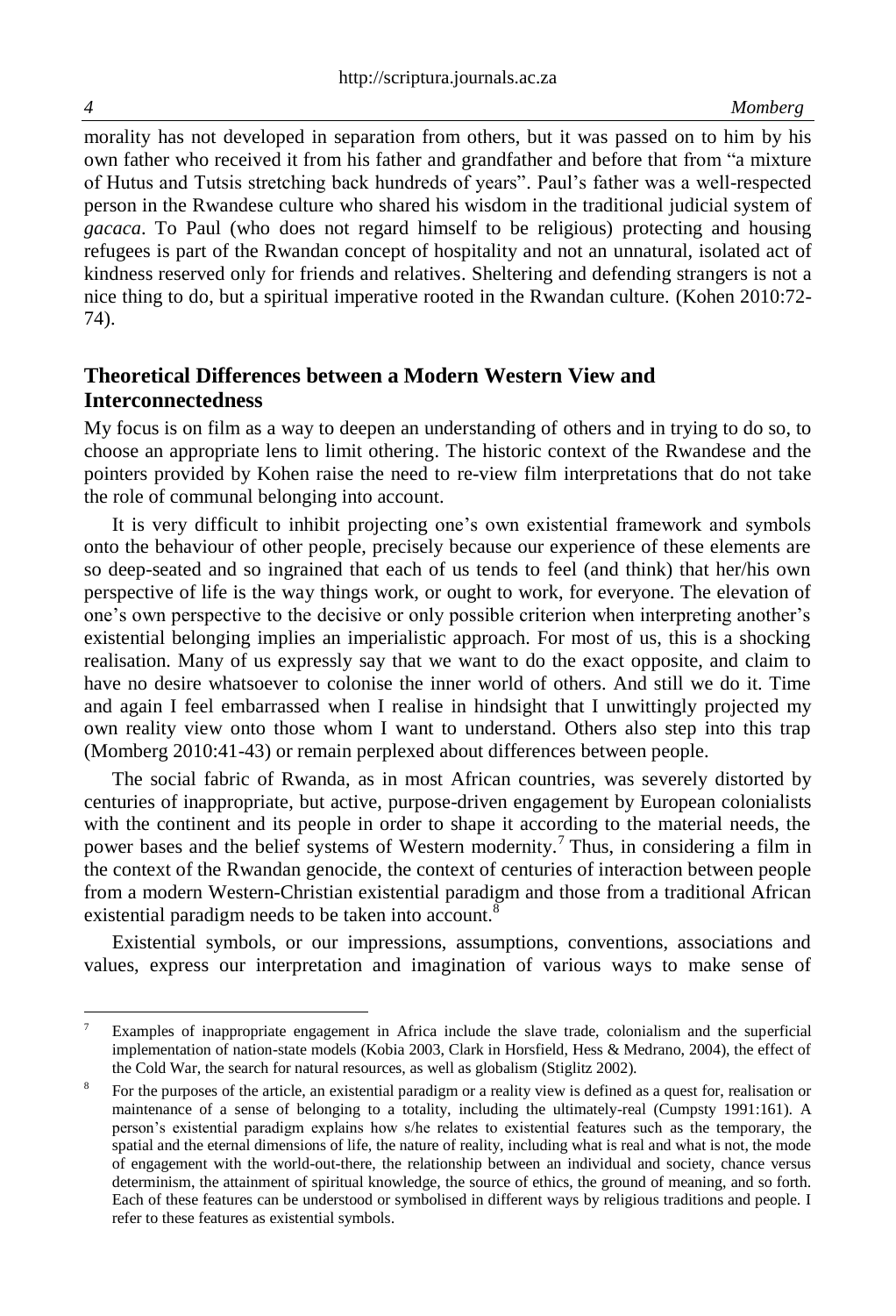morality has not developed in separation from others, but it was passed on to him by his own father who received it from his father and grandfather and before that from "a mixture of Hutus and Tutsis stretching back hundreds of years". Paul's father was a well-respected person in the Rwandese culture who shared his wisdom in the traditional judicial system of *gacaca*. To Paul (who does not regard himself to be religious) protecting and housing refugees is part of the Rwandan concept of hospitality and not an unnatural, isolated act of kindness reserved only for friends and relatives. Sheltering and defending strangers is not a nice thing to do, but a spiritual imperative rooted in the Rwandan culture. (Kohen 2010:72-74).

## Theoretical Differences between a Modern Western View and Interconnectedness

My focus is on film as a way to deepen an understanding of others and in trying to do so, to choose an appropriate lens to limit othering. The historic context of the Rwandese and the pointers provided by Kohen raise the need to re-view film interpretations that do not take the role of communal belonging into account.

It is very difficult to inhibit projecting one's own existential framework and symbols onto the behaviour of other people, precisely because our experience of these elements are so deep-seated and so ingrained that each of us tends to feel (and think) that her/his own perspective of life is the way things work, or ought to work, for everyone. The elevation of one's own perspective to the decisive or only possible criterion when interpreting another's existential belonging implies an imperialistic approach. For most of us, this is a shocking realisation. Many of us expressly say that we want to do the exact opposite, and claim to have no desire whatsoever to colonise the inner world of others. And still we do it. Time and again I feel embarrassed when I realise in hindsight that I unwittingly projected my own reality view onto those whom I want to understand. Others also step into this trap (Momberg 2010:41-43) or remain perplexed about differences between people.

The social fabric of Rwanda, as in most African countries, was severely distorted by centuries of inappropriate, but active, purpose-driven engagement by European colonialists with the continent and its people in order to shape it according to the material needs, the power bases and the belief systems of Western modernity.[7] Thus, in considering a film in the context of the Rwandan genocide, the context of centuries of interaction between people from a modern Western-Christian existential paradigm and those from a traditional African existential paradigm needs to be taken into account.[8]

Existential symbols, or our impressions, assumptions, conventions, associations and values, express our interpretation and imagination of various ways to make sense of

---

[7] Examples of inappropriate engagement in Africa include the slave trade, colonialism and the superficial implementation of nation-state models (Kobia 2003, Clark in Horsfield, Hess & Medrano, 2004), the effect of the Cold War, the search for natural resources, as well as globalism (Stiglitz 2002).

[8] For the purposes of the article, an existential paradigm or a reality view is defined as a quest for, realisation or maintenance of a sense of belonging to a totality, including the ultimately-real (Cumpsty 1991:161). A person's existential paradigm explains how s/he relates to existential features such as the temporary, the spatial and the eternal dimensions of life, the nature of reality, including what is real and what is not, the mode of engagement with the world-out-there, the relationship between an individual and society, chance versus determinism, the attainment of spiritual knowledge, the source of ethics, the ground of meaning, and so forth. Each of these features can be understood or symbolised in different ways by religious traditions and people. I refer to these features as existential symbols.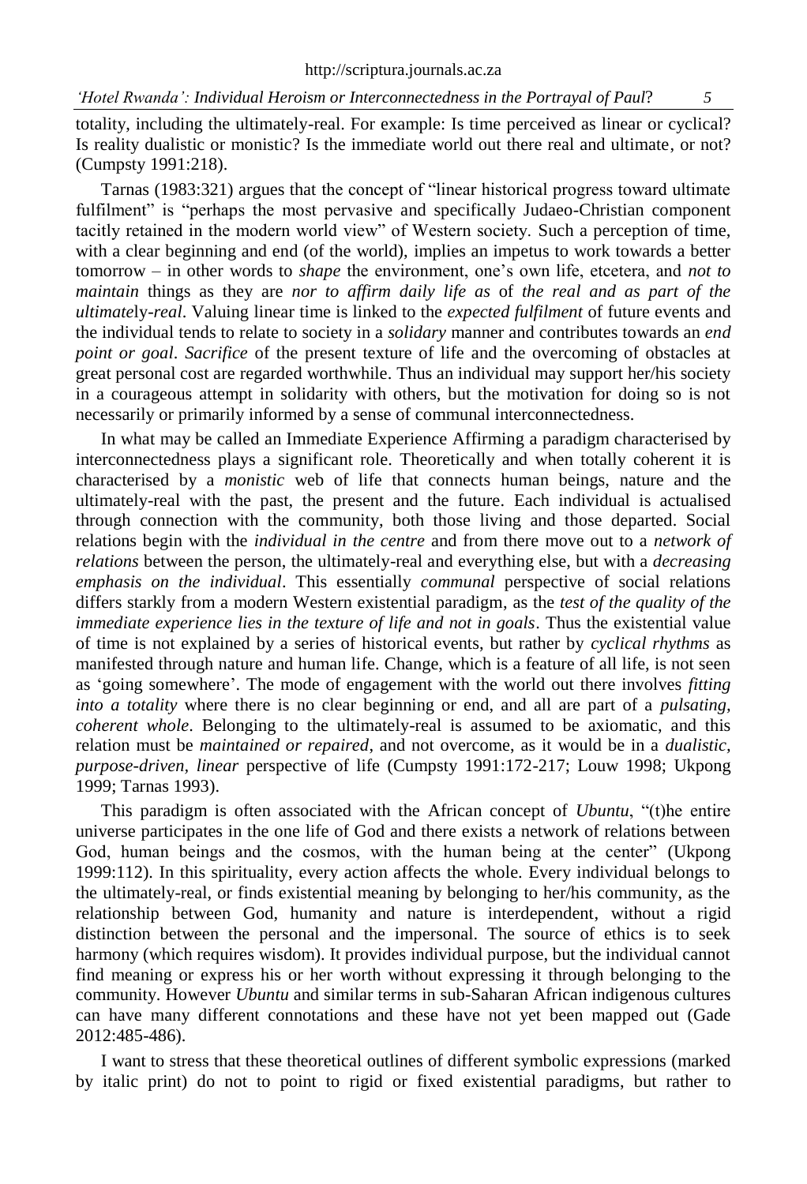totality, including the ultimately-real. For example: Is time perceived as linear or cyclical? Is reality dualistic or monistic? Is the immediate world out there real and ultimate, or not? (Cumpsty 1991:218).

Tarnas (1983:321) argues that the concept of "linear historical progress toward ultimate fulfilment" is "perhaps the most pervasive and specifically Judaeo-Christian component tacitly retained in the modern world view" of Western society. Such a perception of time, with a clear beginning and end (of the world), implies an impetus to work towards a better tomorrow – in other words to *shape* the environment, one's own life, etcetera, and *not to maintain* things as they are *nor to affirm daily life as* of *the real and as part of the ultimate*ly*-real*. Valuing linear time is linked to the *expected fulfilment* of future events and the individual tends to relate to society in a *solidary* manner and contributes towards an *end point or goal*. *Sacrifice* of the present texture of life and the overcoming of obstacles at great personal cost are regarded worthwhile. Thus an individual may support her/his society in a courageous attempt in solidarity with others, but the motivation for doing so is not necessarily or primarily informed by a sense of communal interconnectedness.

In what may be called an Immediate Experience Affirming a paradigm characterised by interconnectedness plays a significant role. Theoretically and when totally coherent it is characterised by a *monistic* web of life that connects human beings, nature and the ultimately-real with the past, the present and the future. Each individual is actualised through connection with the community, both those living and those departed. Social relations begin with the *individual in the centre* and from there move out to a *network of relations* between the person, the ultimately-real and everything else, but with a *decreasing emphasis on the individual*. This essentially *communal* perspective of social relations differs starkly from a modern Western existential paradigm, as the *test of the quality of the immediate experience lies in the texture of life and not in goals*. Thus the existential value of time is not explained by a series of historical events, but rather by *cyclical rhythms* as manifested through nature and human life. Change, which is a feature of all life, is not seen as 'going somewhere'. The mode of engagement with the world out there involves *fitting into a totality* where there is no clear beginning or end, and all are part of a *pulsating, coherent whole*. Belonging to the ultimately-real is assumed to be axiomatic, and this relation must be *maintained or repaired*, and not overcome, as it would be in a *dualistic, purpose-driven*, *linear* perspective of life (Cumpsty 1991:172-217; Louw 1998; Ukpong 1999; Tarnas 1993).

This paradigm is often associated with the African concept of *Ubuntu*, "(t)he entire universe participates in the one life of God and there exists a network of relations between God, human beings and the cosmos, with the human being at the center" (Ukpong 1999:112). In this spirituality, every action affects the whole. Every individual belongs to the ultimately-real, or finds existential meaning by belonging to her/his community, as the relationship between God, humanity and nature is interdependent, without a rigid distinction between the personal and the impersonal. The source of ethics is to seek harmony (which requires wisdom). It provides individual purpose, but the individual cannot find meaning or express his or her worth without expressing it through belonging to the community. However *Ubuntu* and similar terms in sub-Saharan African indigenous cultures can have many different connotations and these have not yet been mapped out (Gade 2012:485-486).

I want to stress that these theoretical outlines of different symbolic expressions (marked by italic print) do not to point to rigid or fixed existential paradigms, but rather to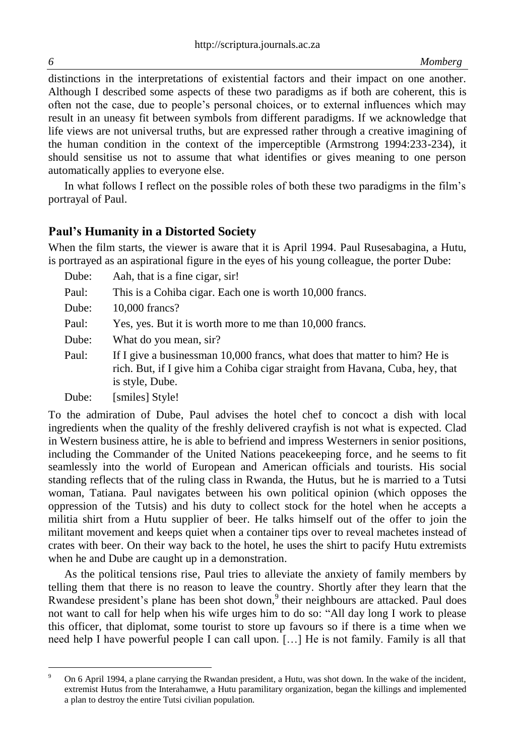distinctions in the interpretations of existential factors and their impact on one another. Although I described some aspects of these two paradigms as if both are coherent, this is often not the case, due to people's personal choices, or to external influences which may result in an uneasy fit between symbols from different paradigms. If we acknowledge that life views are not universal truths, but are expressed rather through a creative imagining of the human condition in the context of the imperceptible (Armstrong 1994:233-234), it should sensitise us not to assume that what identifies or gives meaning to one person automatically applies to everyone else.

In what follows I reflect on the possible roles of both these two paradigms in the film's portrayal of Paul.

## Paul's Humanity in a Distorted Society

When the film starts, the viewer is aware that it is April 1994. Paul Rusesabagina, a Hutu, is portrayed as an aspirational figure in the eyes of his young colleague, the porter Dube:

Dube: Aah, that is a fine cigar, sir!

Paul: This is a Cohiba cigar. Each one is worth 10,000 francs.

Dube: 10,000 francs?

Paul: Yes, yes. But it is worth more to me than 10,000 francs.

Dube: What do you mean, sir?

Paul: If I give a businessman 10,000 francs, what does that matter to him? He is rich. But, if I give him a Cohiba cigar straight from Havana, Cuba, hey, that is style, Dube.

Dube: [smiles] Style!

To the admiration of Dube, Paul advises the hotel chef to concoct a dish with local ingredients when the quality of the freshly delivered crayfish is not what is expected. Clad in Western business attire, he is able to befriend and impress Westerners in senior positions, including the Commander of the United Nations peacekeeping force, and he seems to fit seamlessly into the world of European and American officials and tourists. His social standing reflects that of the ruling class in Rwanda, the Hutus, but he is married to a Tutsi woman, Tatiana. Paul navigates between his own political opinion (which opposes the oppression of the Tutsis) and his duty to collect stock for the hotel when he accepts a militia shirt from a Hutu supplier of beer. He talks himself out of the offer to join the militant movement and keeps quiet when a container tips over to reveal machetes instead of crates with beer. On their way back to the hotel, he uses the shirt to pacify Hutu extremists when he and Dube are caught up in a demonstration.

As the political tensions rise, Paul tries to alleviate the anxiety of family members by telling them that there is no reason to leave the country. Shortly after they learn that the Rwandese president's plane has been shot down,[9] their neighbours are attacked. Paul does not want to call for help when his wife urges him to do so: "All day long I work to please this officer, that diplomat, some tourist to store up favours so if there is a time when we need help I have powerful people I can call upon. […] He is not family. Family is all that

---

[9] On 6 April 1994, a plane carrying the Rwandan president, a Hutu, was shot down. In the wake of the incident, extremist Hutus from the Interahamwe, a Hutu paramilitary organization, began the killings and implemented a plan to destroy the entire Tutsi civilian population.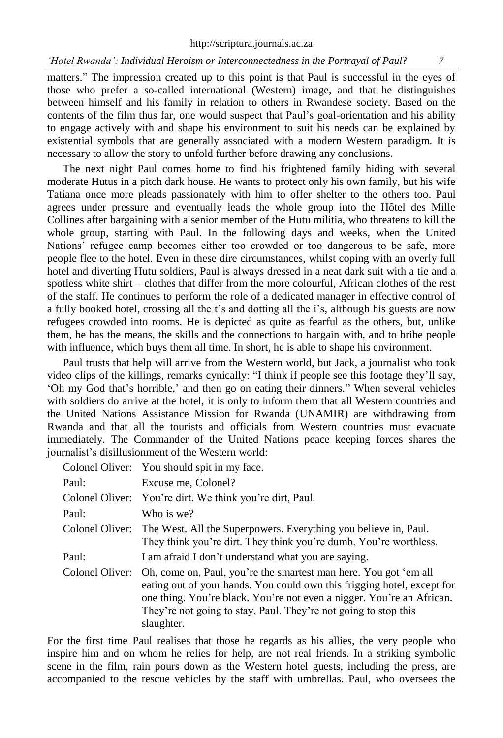matters." The impression created up to this point is that Paul is successful in the eyes of those who prefer a so-called international (Western) image, and that he distinguishes between himself and his family in relation to others in Rwandese society. Based on the contents of the film thus far, one would suspect that Paul's goal-orientation and his ability to engage actively with and shape his environment to suit his needs can be explained by existential symbols that are generally associated with a modern Western paradigm. It is necessary to allow the story to unfold further before drawing any conclusions.

The next night Paul comes home to find his frightened family hiding with several moderate Hutus in a pitch dark house. He wants to protect only his own family, but his wife Tatiana once more pleads passionately with him to offer shelter to the others too. Paul agrees under pressure and eventually leads the whole group into the Hôtel des Mille Collines after bargaining with a senior member of the Hutu militia, who threatens to kill the whole group, starting with Paul. In the following days and weeks, when the United Nations' refugee camp becomes either too crowded or too dangerous to be safe, more people flee to the hotel. Even in these dire circumstances, whilst coping with an overly full hotel and diverting Hutu soldiers, Paul is always dressed in a neat dark suit with a tie and a spotless white shirt – clothes that differ from the more colourful, African clothes of the rest of the staff. He continues to perform the role of a dedicated manager in effective control of a fully booked hotel, crossing all the t's and dotting all the i's, although his guests are now refugees crowded into rooms. He is depicted as quite as fearful as the others, but, unlike them, he has the means, the skills and the connections to bargain with, and to bribe people with influence, which buys them all time. In short, he is able to shape his environment.

Paul trusts that help will arrive from the Western world, but Jack, a journalist who took video clips of the killings, remarks cynically: "I think if people see this footage they'll say, 'Oh my God that's horrible,' and then go on eating their dinners." When several vehicles with soldiers do arrive at the hotel, it is only to inform them that all Western countries and the United Nations Assistance Mission for Rwanda (UNAMIR) are withdrawing from Rwanda and that all the tourists and officials from Western countries must evacuate immediately. The Commander of the United Nations peace keeping forces shares the journalist's disillusionment of the Western world:

> Colonel Oliver: You should spit in my face.
>
> Paul: Excuse me, Colonel?
>
> Colonel Oliver: You're dirt. We think you're dirt, Paul.
>
> Paul: Who is we?
>
> Colonel Oliver: The West. All the Superpowers. Everything you believe in, Paul. They think you're dirt. They think you're dumb. You're worthless.
>
> Paul: I am afraid I don't understand what you are saying.
>
> Colonel Oliver: Oh, come on, Paul, you're the smartest man here. You got 'em all eating out of your hands. You could own this frigging hotel, except for one thing. You're black. You're not even a nigger. You're an African. They're not going to stay, Paul. They're not going to stop this slaughter.

For the first time Paul realises that those he regards as his allies, the very people who inspire him and on whom he relies for help, are not real friends. In a striking symbolic scene in the film, rain pours down as the Western hotel guests, including the press, are accompanied to the rescue vehicles by the staff with umbrellas. Paul, who oversees the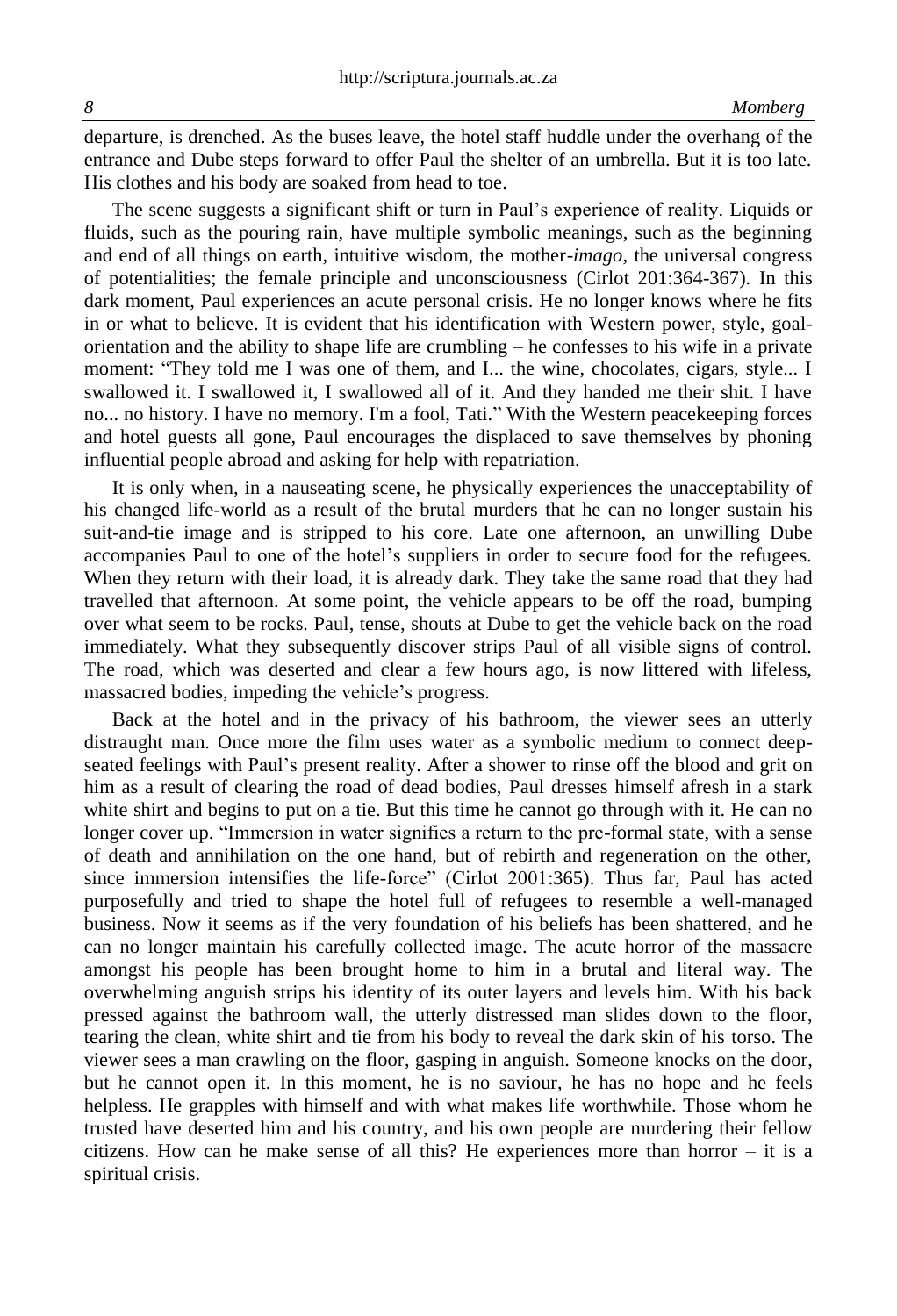departure, is drenched. As the buses leave, the hotel staff huddle under the overhang of the entrance and Dube steps forward to offer Paul the shelter of an umbrella. But it is too late. His clothes and his body are soaked from head to toe.

The scene suggests a significant shift or turn in Paul's experience of reality. Liquids or fluids, such as the pouring rain, have multiple symbolic meanings, such as the beginning and end of all things on earth, intuitive wisdom, the mother-*imago*, the universal congress of potentialities; the female principle and unconsciousness (Cirlot 201:364-367). In this dark moment, Paul experiences an acute personal crisis. He no longer knows where he fits in or what to believe. It is evident that his identification with Western power, style, goal-orientation and the ability to shape life are crumbling – he confesses to his wife in a private moment: "They told me I was one of them, and I... the wine, chocolates, cigars, style... I swallowed it. I swallowed it, I swallowed all of it. And they handed me their shit. I have no... no history. I have no memory. I'm a fool, Tati." With the Western peacekeeping forces and hotel guests all gone, Paul encourages the displaced to save themselves by phoning influential people abroad and asking for help with repatriation.

It is only when, in a nauseating scene, he physically experiences the unacceptability of his changed life-world as a result of the brutal murders that he can no longer sustain his suit-and-tie image and is stripped to his core. Late one afternoon, an unwilling Dube accompanies Paul to one of the hotel's suppliers in order to secure food for the refugees. When they return with their load, it is already dark. They take the same road that they had travelled that afternoon. At some point, the vehicle appears to be off the road, bumping over what seem to be rocks. Paul, tense, shouts at Dube to get the vehicle back on the road immediately. What they subsequently discover strips Paul of all visible signs of control. The road, which was deserted and clear a few hours ago, is now littered with lifeless, massacred bodies, impeding the vehicle's progress.

Back at the hotel and in the privacy of his bathroom, the viewer sees an utterly distraught man. Once more the film uses water as a symbolic medium to connect deep-seated feelings with Paul's present reality. After a shower to rinse off the blood and grit on him as a result of clearing the road of dead bodies, Paul dresses himself afresh in a stark white shirt and begins to put on a tie. But this time he cannot go through with it. He can no longer cover up. "Immersion in water signifies a return to the pre-formal state, with a sense of death and annihilation on the one hand, but of rebirth and regeneration on the other, since immersion intensifies the life-force" (Cirlot 2001:365). Thus far, Paul has acted purposefully and tried to shape the hotel full of refugees to resemble a well-managed business. Now it seems as if the very foundation of his beliefs has been shattered, and he can no longer maintain his carefully collected image. The acute horror of the massacre amongst his people has been brought home to him in a brutal and literal way. The overwhelming anguish strips his identity of its outer layers and levels him. With his back pressed against the bathroom wall, the utterly distressed man slides down to the floor, tearing the clean, white shirt and tie from his body to reveal the dark skin of his torso. The viewer sees a man crawling on the floor, gasping in anguish. Someone knocks on the door, but he cannot open it. In this moment, he is no saviour, he has no hope and he feels helpless. He grapples with himself and with what makes life worthwhile. Those whom he trusted have deserted him and his country, and his own people are murdering their fellow citizens. How can he make sense of all this? He experiences more than horror – it is a spiritual crisis.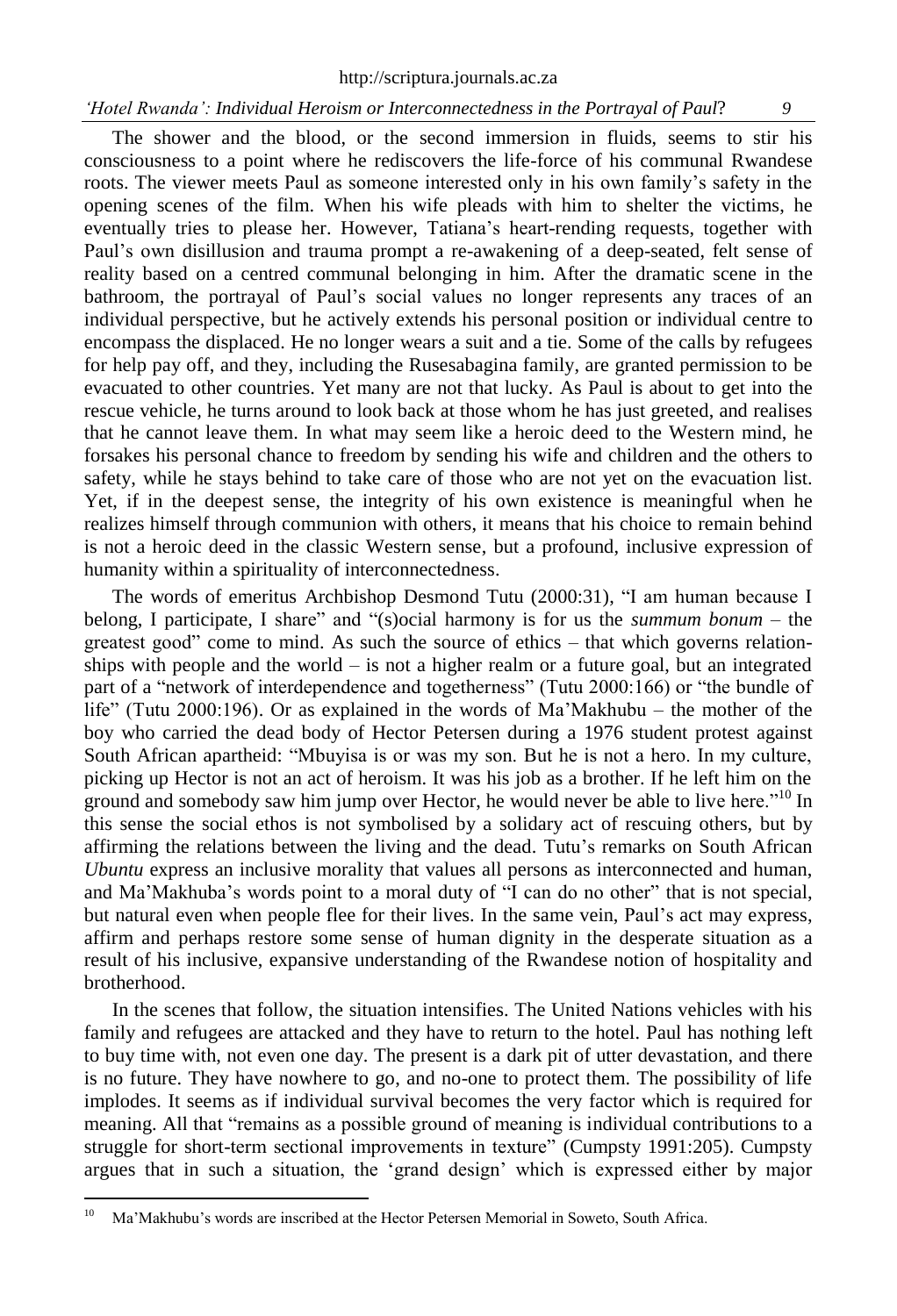The shower and the blood, or the second immersion in fluids, seems to stir his consciousness to a point where he rediscovers the life-force of his communal Rwandese roots. The viewer meets Paul as someone interested only in his own family's safety in the opening scenes of the film. When his wife pleads with him to shelter the victims, he eventually tries to please her. However, Tatiana's heart-rending requests, together with Paul's own disillusion and trauma prompt a re-awakening of a deep-seated, felt sense of reality based on a centred communal belonging in him. After the dramatic scene in the bathroom, the portrayal of Paul's social values no longer represents any traces of an individual perspective, but he actively extends his personal position or individual centre to encompass the displaced. He no longer wears a suit and a tie. Some of the calls by refugees for help pay off, and they, including the Rusesabagina family, are granted permission to be evacuated to other countries. Yet many are not that lucky. As Paul is about to get into the rescue vehicle, he turns around to look back at those whom he has just greeted, and realises that he cannot leave them. In what may seem like a heroic deed to the Western mind, he forsakes his personal chance to freedom by sending his wife and children and the others to safety, while he stays behind to take care of those who are not yet on the evacuation list. Yet, if in the deepest sense, the integrity of his own existence is meaningful when he realizes himself through communion with others, it means that his choice to remain behind is not a heroic deed in the classic Western sense, but a profound, inclusive expression of humanity within a spirituality of interconnectedness.

The words of emeritus Archbishop Desmond Tutu (2000:31), "I am human because I belong, I participate, I share" and "(s)ocial harmony is for us the *summum bonum* – the greatest good" come to mind. As such the source of ethics – that which governs relationships with people and the world – is not a higher realm or a future goal, but an integrated part of a "network of interdependence and togetherness" (Tutu 2000:166) or "the bundle of life" (Tutu 2000:196). Or as explained in the words of Ma'Makhubu – the mother of the boy who carried the dead body of Hector Petersen during a 1976 student protest against South African apartheid: "Mbuyisa is or was my son. But he is not a hero. In my culture, picking up Hector is not an act of heroism. It was his job as a brother. If he left him on the ground and somebody saw him jump over Hector, he would never be able to live here."[10] In this sense the social ethos is not symbolised by a solidary act of rescuing others, but by affirming the relations between the living and the dead. Tutu's remarks on South African *Ubuntu* express an inclusive morality that values all persons as interconnected and human, and Ma'Makhuba's words point to a moral duty of "I can do no other" that is not special, but natural even when people flee for their lives. In the same vein, Paul's act may express, affirm and perhaps restore some sense of human dignity in the desperate situation as a result of his inclusive, expansive understanding of the Rwandese notion of hospitality and brotherhood.

In the scenes that follow, the situation intensifies. The United Nations vehicles with his family and refugees are attacked and they have to return to the hotel. Paul has nothing left to buy time with, not even one day. The present is a dark pit of utter devastation, and there is no future. They have nowhere to go, and no-one to protect them. The possibility of life implodes. It seems as if individual survival becomes the very factor which is required for meaning. All that "remains as a possible ground of meaning is individual contributions to a struggle for short-term sectional improvements in texture" (Cumpsty 1991:205). Cumpsty argues that in such a situation, the 'grand design' which is expressed either by major

---

[10] Ma'Makhubu's words are inscribed at the Hector Petersen Memorial in Soweto, South Africa.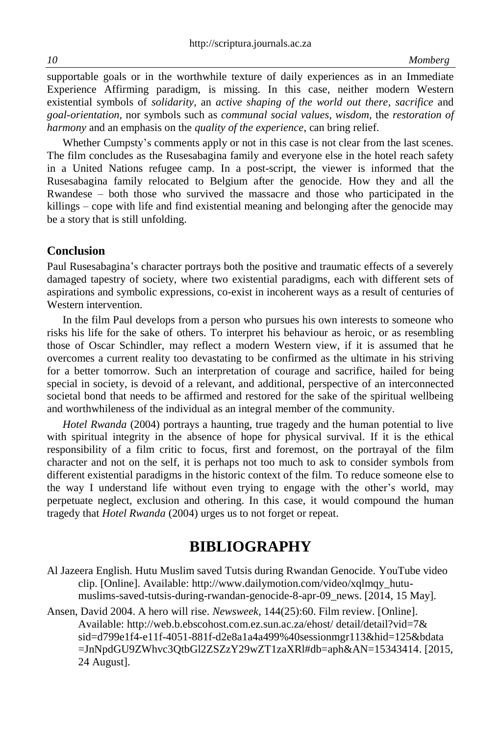supportable goals or in the worthwhile texture of daily experiences as in an Immediate Experience Affirming paradigm, is missing. In this case, neither modern Western existential symbols of *solidarity*, an *active shaping of the world out there*, *sacrifice* and *goal-orientation*, nor symbols such as *communal social values, wisdom*, the *restoration of harmony* and an emphasis on the *quality of the experience*, can bring relief.

Whether Cumpsty's comments apply or not in this case is not clear from the last scenes. The film concludes as the Rusesabagina family and everyone else in the hotel reach safety in a United Nations refugee camp. In a post-script, the viewer is informed that the Rusesabagina family relocated to Belgium after the genocide. How they and all the Rwandese – both those who survived the massacre and those who participated in the killings – cope with life and find existential meaning and belonging after the genocide may be a story that is still unfolding.

## Conclusion

Paul Rusesabagina's character portrays both the positive and traumatic effects of a severely damaged tapestry of society, where two existential paradigms, each with different sets of aspirations and symbolic expressions, co-exist in incoherent ways as a result of centuries of Western intervention.

In the film Paul develops from a person who pursues his own interests to someone who risks his life for the sake of others. To interpret his behaviour as heroic, or as resembling those of Oscar Schindler, may reflect a modern Western view, if it is assumed that he overcomes a current reality too devastating to be confirmed as the ultimate in his striving for a better tomorrow. Such an interpretation of courage and sacrifice, hailed for being special in society, is devoid of a relevant, and additional, perspective of an interconnected societal bond that needs to be affirmed and restored for the sake of the spiritual wellbeing and worthwhileness of the individual as an integral member of the community.

*Hotel Rwanda* (2004) portrays a haunting, true tragedy and the human potential to live with spiritual integrity in the absence of hope for physical survival. If it is the ethical responsibility of a film critic to focus, first and foremost, on the portrayal of the film character and not on the self, it is perhaps not too much to ask to consider symbols from different existential paradigms in the historic context of the film. To reduce someone else to the way I understand life without even trying to engage with the other's world, may perpetuate neglect, exclusion and othering. In this case, it would compound the human tragedy that *Hotel Rwanda* (2004) urges us to not forget or repeat.

# BIBLIOGRAPHY

Al Jazeera English. Hutu Muslim saved Tutsis during Rwandan Genocide. YouTube video clip. [Online]. Available: http://www.dailymotion.com/video/xqlmqy_hutu-muslims-saved-tutsis-during-rwandan-genocide-8-apr-09_news. [2014, 15 May].

Ansen, David 2004. A hero will rise. *Newsweek,* 144(25):60. Film review. [Online]. Available: http://web.b.ebscohost.com.ez.sun.ac.za/ehost/ detail/detail?vid=7&sid=d799e1f4-e11f-4051-881f-d2e8a1a4a499%40sessionmgr113&hid=125&bdata=JnNpdGU9ZWhvc3QtbGl2ZSZzY29wZT1zaXRl#db=aph&AN=15343414. [2015, 24 August].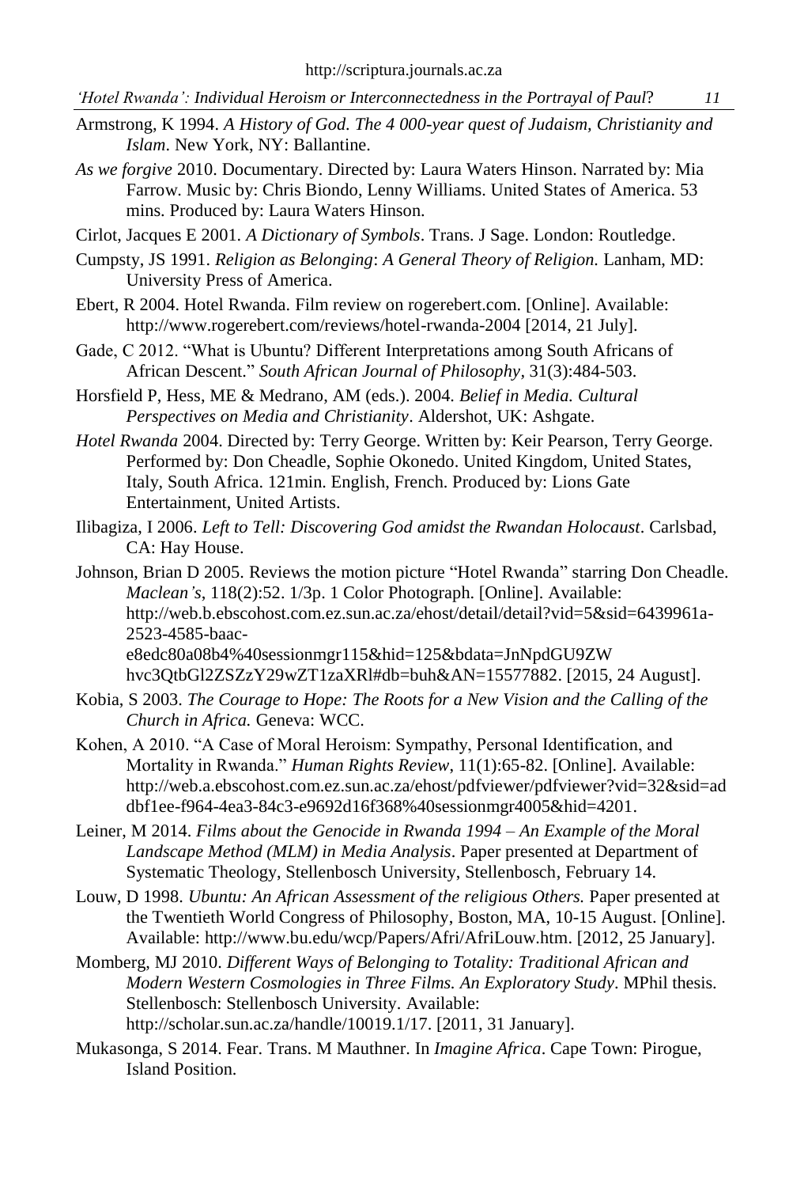Armstrong, K 1994. *A History of God. The 4 000-year quest of Judaism, Christianity and Islam*. New York, NY: Ballantine.

*As we forgive* 2010. Documentary. Directed by: Laura Waters Hinson. Narrated by: Mia Farrow. Music by: Chris Biondo, Lenny Williams. United States of America. 53 mins. Produced by: Laura Waters Hinson.

Cirlot, Jacques E 2001. *A Dictionary of Symbols*. Trans. J Sage. London: Routledge.

Cumpsty, JS 1991. *Religion as Belonging*: *A General Theory of Religion.* Lanham, MD: University Press of America.

Ebert, R 2004. Hotel Rwanda. Film review on rogerebert.com. [Online]. Available: http://www.rogerebert.com/reviews/hotel-rwanda-2004 [2014, 21 July].

Gade, C 2012. "What is Ubuntu? Different Interpretations among South Africans of African Descent." *South African Journal of Philosophy*, 31(3):484-503.

Horsfield P, Hess, ME & Medrano, AM (eds.). 2004. *Belief in Media. Cultural Perspectives on Media and Christianity*. Aldershot, UK: Ashgate.

*Hotel Rwanda* 2004. Directed by: Terry George. Written by: Keir Pearson, Terry George. Performed by: Don Cheadle, Sophie Okonedo. United Kingdom, United States, Italy, South Africa. 121min. English, French. Produced by: Lions Gate Entertainment, United Artists.

Ilibagiza, I 2006. *Left to Tell: Discovering God amidst the Rwandan Holocaust*. Carlsbad, CA: Hay House.

Johnson, Brian D 2005. Reviews the motion picture "Hotel Rwanda" starring Don Cheadle. *Maclean's*, 118(2):52. 1/3p. 1 Color Photograph. [Online]. Available: http://web.b.ebscohost.com.ez.sun.ac.za/ehost/detail/detail?vid=5&sid=6439961a-2523-4585-baac-e8edc80a08b4%40sessionmgr115&hid=125&bdata=JnNpdGU9ZW hvc3QtbGl2ZSZzY29wZT1zaXRl#db=buh&AN=15577882. [2015, 24 August].

Kobia, S 2003. *The Courage to Hope: The Roots for a New Vision and the Calling of the Church in Africa.* Geneva: WCC.

Kohen, A 2010. "A Case of Moral Heroism: Sympathy, Personal Identification, and Mortality in Rwanda." *Human Rights Review*, 11(1):65-82. [Online]. Available: http://web.a.ebscohost.com.ez.sun.ac.za/ehost/pdfviewer/pdfviewer?vid=32&sid=ad dbf1ee-f964-4ea3-84c3-e9692d16f368%40sessionmgr4005&hid=4201.

Leiner, M 2014. *Films about the Genocide in Rwanda 1994 – An Example of the Moral Landscape Method (MLM) in Media Analysis*. Paper presented at Department of Systematic Theology, Stellenbosch University, Stellenbosch, February 14.

Louw, D 1998. *Ubuntu: An African Assessment of the religious Others.* Paper presented at the Twentieth World Congress of Philosophy, Boston, MA, 10-15 August. [Online]. Available: http://www.bu.edu/wcp/Papers/Afri/AfriLouw.htm. [2012, 25 January].

Momberg, MJ 2010. *Different Ways of Belonging to Totality: Traditional African and Modern Western Cosmologies in Three Films. An Exploratory Study*. MPhil thesis. Stellenbosch: Stellenbosch University. Available: http://scholar.sun.ac.za/handle/10019.1/17. [2011, 31 January].

Mukasonga, S 2014. Fear. Trans. M Mauthner. In *Imagine Africa*. Cape Town: Pirogue, Island Position.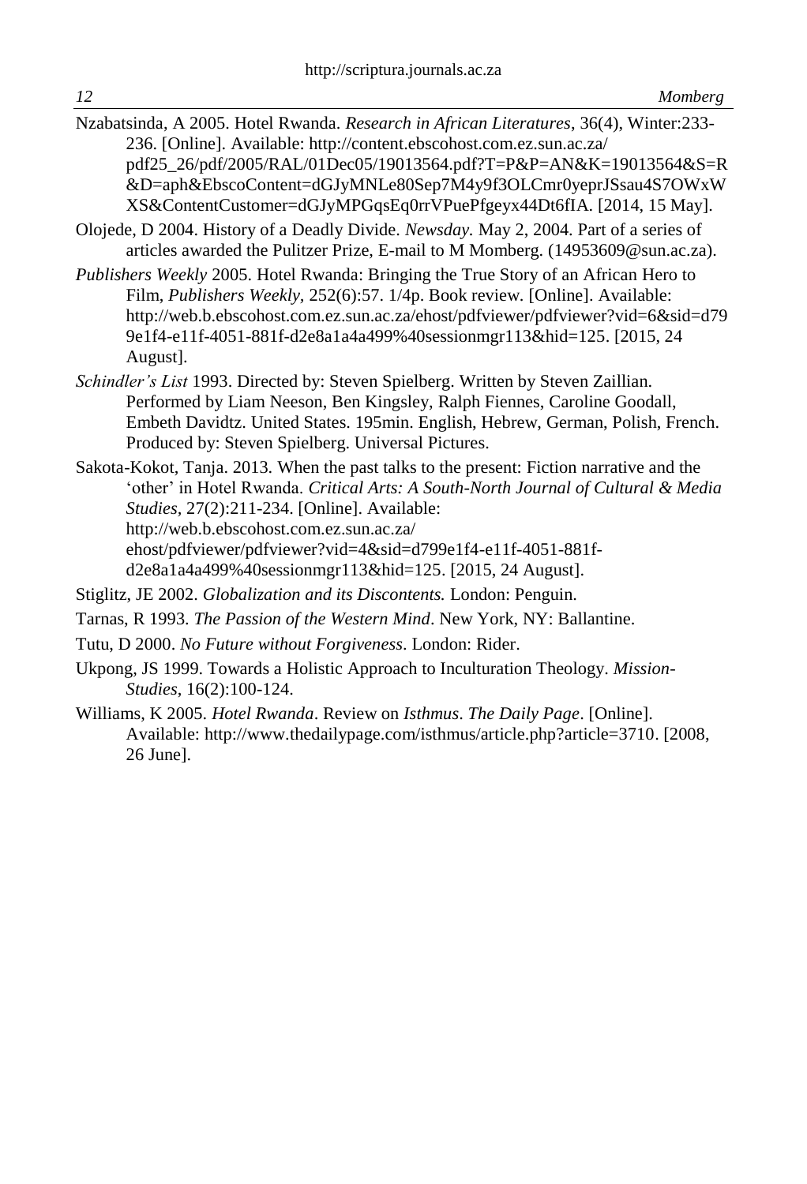Nzabatsinda, A 2005. Hotel Rwanda. *Research in African Literatures*, 36(4), Winter:233-236. [Online]. Available: http://content.ebscohost.com.ez.sun.ac.za/pdf25_26/pdf/2005/RAL/01Dec05/19013564.pdf?T=P&P=AN&K=19013564&S=R&D=aph&EbscoContent=dGJyMNLe80Sep7M4y9f3OLCmr0yeprJSsau4S7OWxWXS&ContentCustomer=dGJyMPGqsEq0rrVPuePfgeyx44Dt6fIA. [2014, 15 May].

Olojede, D 2004. History of a Deadly Divide. *Newsday.* May 2, 2004. Part of a series of articles awarded the Pulitzer Prize, E-mail to M Momberg. (14953609@sun.ac.za).

*Publishers Weekly* 2005. Hotel Rwanda: Bringing the True Story of an African Hero to Film, *Publishers Weekly*, 252(6):57. 1/4p. Book review. [Online]. Available: http://web.b.ebscohost.com.ez.sun.ac.za/ehost/pdfviewer/pdfviewer?vid=6&sid=d799e1f4-e11f-4051-881f-d2e8a1a4a499%40sessionmgr113&hid=125. [2015, 24 August].

*Schindler's List* 1993. Directed by: Steven Spielberg. Written by Steven Zaillian. Performed by Liam Neeson, Ben Kingsley, Ralph Fiennes, Caroline Goodall, Embeth Davidtz. United States. 195min. English, Hebrew, German, Polish, French. Produced by: Steven Spielberg. Universal Pictures.

Sakota-Kokot, Tanja. 2013. When the past talks to the present: Fiction narrative and the 'other' in Hotel Rwanda. *Critical Arts: A South-North Journal of Cultural & Media Studies*, 27(2):211-234. [Online]. Available: http://web.b.ebscohost.com.ez.sun.ac.za/ehost/pdfviewer/pdfviewer?vid=4&sid=d799e1f4-e11f-4051-881f-d2e8a1a4a499%40sessionmgr113&hid=125. [2015, 24 August].

Stiglitz, JE 2002. *Globalization and its Discontents.* London: Penguin.

Tarnas, R 1993. *The Passion of the Western Mind*. New York, NY: Ballantine.

Tutu, D 2000. *No Future without Forgiveness*. London: Rider.

Ukpong, JS 1999. Towards a Holistic Approach to Inculturation Theology. *Mission-Studies*, 16(2):100-124.

Williams, K 2005. *Hotel Rwanda*. Review on *Isthmus*. *The Daily Page*. [Online]. Available: http://www.thedailypage.com/isthmus/article.php?article=3710. [2008, 26 June].